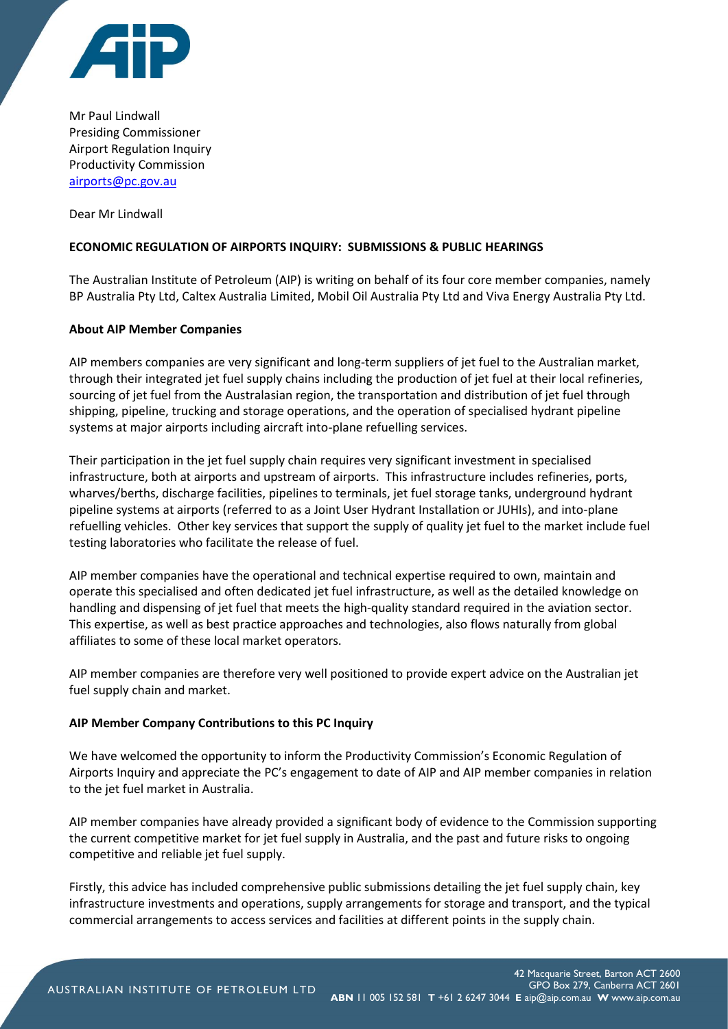Mr Paul Lindwall
Presiding Commissioner
Airport Regulation Inquiry
Productivity Commission
airports@pc.gov.au

Dear Mr Lindwall

**ECONOMIC REGULATION OF AIRPORTS INQUIRY: SUBMISSIONS & PUBLIC HEARINGS**

The Australian Institute of Petroleum (AIP) is writing on behalf of its four core member companies, namely BP Australia Pty Ltd, Caltex Australia Limited, Mobil Oil Australia Pty Ltd and Viva Energy Australia Pty Ltd.

**About AIP Member Companies**

AIP members companies are very significant and long-term suppliers of jet fuel to the Australian market, through their integrated jet fuel supply chains including the production of jet fuel at their local refineries, sourcing of jet fuel from the Australasian region, the transportation and distribution of jet fuel through shipping, pipeline, trucking and storage operations, and the operation of specialised hydrant pipeline systems at major airports including aircraft into-plane refuelling services.

Their participation in the jet fuel supply chain requires very significant investment in specialised infrastructure, both at airports and upstream of airports. This infrastructure includes refineries, ports, wharves/berths, discharge facilities, pipelines to terminals, jet fuel storage tanks, underground hydrant pipeline systems at airports (referred to as a Joint User Hydrant Installation or JUHIs), and into-plane refuelling vehicles. Other key services that support the supply of quality jet fuel to the market include fuel testing laboratories who facilitate the release of fuel.

AIP member companies have the operational and technical expertise required to own, maintain and operate this specialised and often dedicated jet fuel infrastructure, as well as the detailed knowledge on handling and dispensing of jet fuel that meets the high-quality standard required in the aviation sector. This expertise, as well as best practice approaches and technologies, also flows naturally from global affiliates to some of these local market operators.

AIP member companies are therefore very well positioned to provide expert advice on the Australian jet fuel supply chain and market.

**AIP Member Company Contributions to this PC Inquiry**

We have welcomed the opportunity to inform the Productivity Commission's Economic Regulation of Airports Inquiry and appreciate the PC's engagement to date of AIP and AIP member companies in relation to the jet fuel market in Australia.

AIP member companies have already provided a significant body of evidence to the Commission supporting the current competitive market for jet fuel supply in Australia, and the past and future risks to ongoing competitive and reliable jet fuel supply.

Firstly, this advice has included comprehensive public submissions detailing the jet fuel supply chain, key infrastructure investments and operations, supply arrangements for storage and transport, and the typical commercial arrangements to access services and facilities at different points in the supply chain.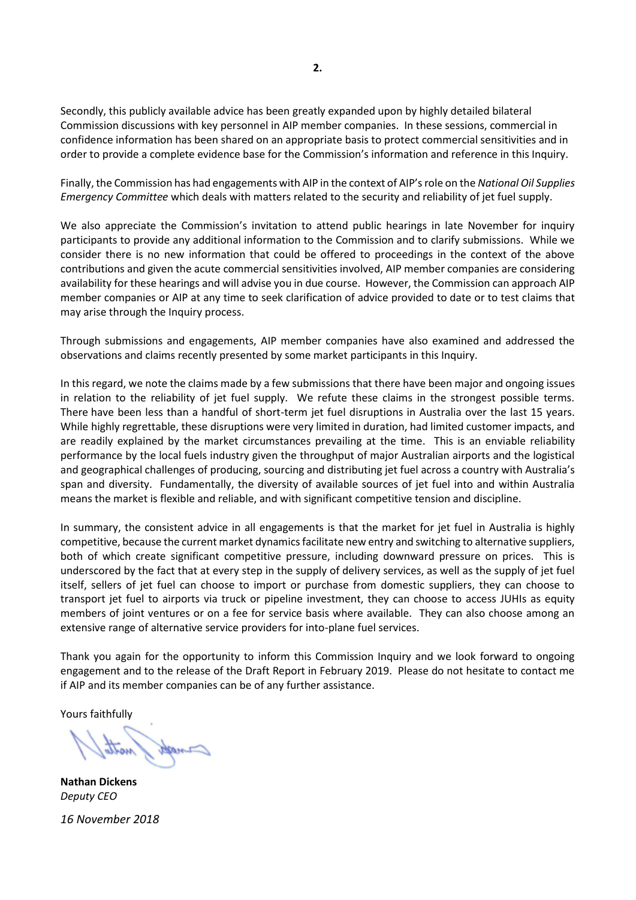Secondly, this publicly available advice has been greatly expanded upon by highly detailed bilateral Commission discussions with key personnel in AIP member companies. In these sessions, commercial in confidence information has been shared on an appropriate basis to protect commercial sensitivities and in order to provide a complete evidence base for the Commission's information and reference in this Inquiry.

Finally, the Commission has had engagements with AIP in the context of AIP's role on the *National Oil Supplies Emergency Committee* which deals with matters related to the security and reliability of jet fuel supply.

We also appreciate the Commission's invitation to attend public hearings in late November for inquiry participants to provide any additional information to the Commission and to clarify submissions. While we consider there is no new information that could be offered to proceedings in the context of the above contributions and given the acute commercial sensitivities involved, AIP member companies are considering availability for these hearings and will advise you in due course. However, the Commission can approach AIP member companies or AIP at any time to seek clarification of advice provided to date or to test claims that may arise through the Inquiry process.

Through submissions and engagements, AIP member companies have also examined and addressed the observations and claims recently presented by some market participants in this Inquiry.

In this regard, we note the claims made by a few submissions that there have been major and ongoing issues in relation to the reliability of jet fuel supply. We refute these claims in the strongest possible terms. There have been less than a handful of short-term jet fuel disruptions in Australia over the last 15 years. While highly regrettable, these disruptions were very limited in duration, had limited customer impacts, and are readily explained by the market circumstances prevailing at the time. This is an enviable reliability performance by the local fuels industry given the throughput of major Australian airports and the logistical and geographical challenges of producing, sourcing and distributing jet fuel across a country with Australia's span and diversity. Fundamentally, the diversity of available sources of jet fuel into and within Australia means the market is flexible and reliable, and with significant competitive tension and discipline.

In summary, the consistent advice in all engagements is that the market for jet fuel in Australia is highly competitive, because the current market dynamics facilitate new entry and switching to alternative suppliers, both of which create significant competitive pressure, including downward pressure on prices. This is underscored by the fact that at every step in the supply of delivery services, as well as the supply of jet fuel itself, sellers of jet fuel can choose to import or purchase from domestic suppliers, they can choose to transport jet fuel to airports via truck or pipeline investment, they can choose to access JUHIs as equity members of joint ventures or on a fee for service basis where available. They can also choose among an extensive range of alternative service providers for into-plane fuel services.

Thank you again for the opportunity to inform this Commission Inquiry and we look forward to ongoing engagement and to the release of the Draft Report in February 2019. Please do not hesitate to contact me if AIP and its member companies can be of any further assistance.

Yours faithfully

**Nathan Dickens**
*Deputy CEO*

*16 November 2018*